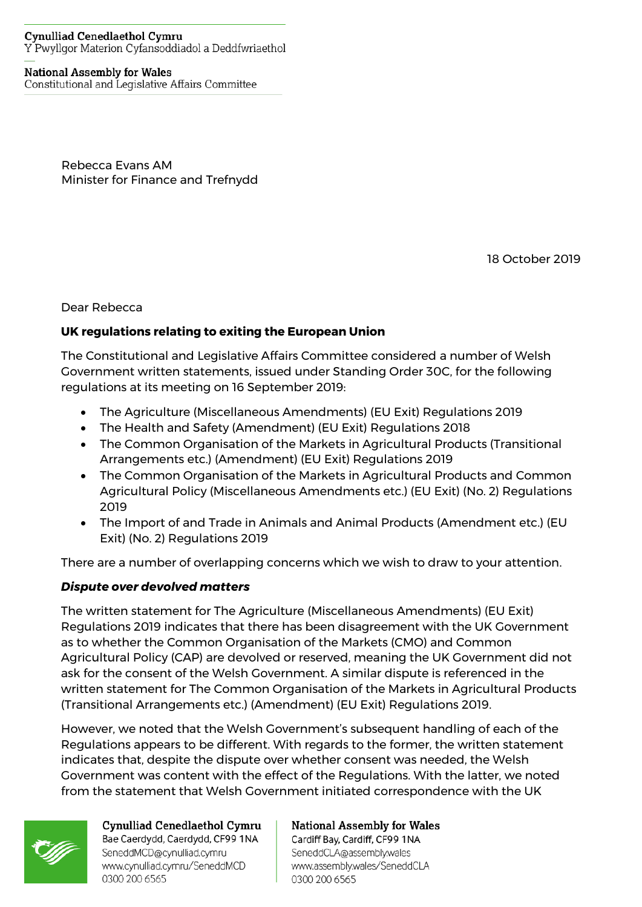Cynulliad Cenedlaethol Cymru
Y Pwyllgor Materion Cyfansoddiadol a Deddfwriaethol

National Assembly for Wales
Constitutional and Legislative Affairs Committee

Rebecca Evans AM
Minister for Finance and Trefnydd

18 October 2019

Dear Rebecca

**UK regulations relating to exiting the European Union**

The Constitutional and Legislative Affairs Committee considered a number of Welsh Government written statements, issued under Standing Order 30C, for the following regulations at its meeting on 16 September 2019:

- The Agriculture (Miscellaneous Amendments) (EU Exit) Regulations 2019
- The Health and Safety (Amendment) (EU Exit) Regulations 2018
- The Common Organisation of the Markets in Agricultural Products (Transitional Arrangements etc.) (Amendment) (EU Exit) Regulations 2019
- The Common Organisation of the Markets in Agricultural Products and Common Agricultural Policy (Miscellaneous Amendments etc.) (EU Exit) (No. 2) Regulations 2019
- The Import of and Trade in Animals and Animal Products (Amendment etc.) (EU Exit) (No. 2) Regulations 2019

There are a number of overlapping concerns which we wish to draw to your attention.

***Dispute over devolved matters***

The written statement for The Agriculture (Miscellaneous Amendments) (EU Exit) Regulations 2019 indicates that there has been disagreement with the UK Government as to whether the Common Organisation of the Markets (CMO) and Common Agricultural Policy (CAP) are devolved or reserved, meaning the UK Government did not ask for the consent of the Welsh Government. A similar dispute is referenced in the written statement for The Common Organisation of the Markets in Agricultural Products (Transitional Arrangements etc.) (Amendment) (EU Exit) Regulations 2019.

However, we noted that the Welsh Government's subsequent handling of each of the Regulations appears to be different. With regards to the former, the written statement indicates that, despite the dispute over whether consent was needed, the Welsh Government was content with the effect of the Regulations. With the latter, we noted from the statement that Welsh Government initiated correspondence with the UK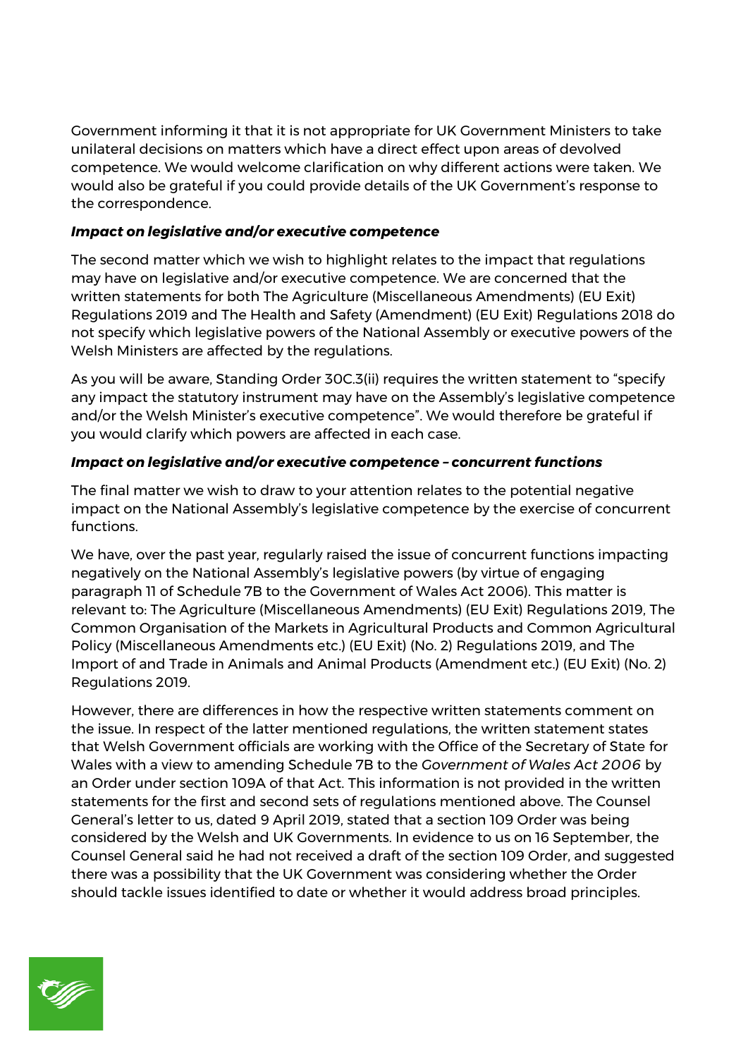Government informing it that it is not appropriate for UK Government Ministers to take unilateral decisions on matters which have a direct effect upon areas of devolved competence. We would welcome clarification on why different actions were taken. We would also be grateful if you could provide details of the UK Government's response to the correspondence.

***Impact on legislative and/or executive competence***

The second matter which we wish to highlight relates to the impact that regulations may have on legislative and/or executive competence. We are concerned that the written statements for both The Agriculture (Miscellaneous Amendments) (EU Exit) Regulations 2019 and The Health and Safety (Amendment) (EU Exit) Regulations 2018 do not specify which legislative powers of the National Assembly or executive powers of the Welsh Ministers are affected by the regulations.

As you will be aware, Standing Order 30C.3(ii) requires the written statement to "specify any impact the statutory instrument may have on the Assembly's legislative competence and/or the Welsh Minister's executive competence". We would therefore be grateful if you would clarify which powers are affected in each case.

***Impact on legislative and/or executive competence – concurrent functions***

The final matter we wish to draw to your attention relates to the potential negative impact on the National Assembly's legislative competence by the exercise of concurrent functions.

We have, over the past year, regularly raised the issue of concurrent functions impacting negatively on the National Assembly's legislative powers (by virtue of engaging paragraph 11 of Schedule 7B to the Government of Wales Act 2006). This matter is relevant to: The Agriculture (Miscellaneous Amendments) (EU Exit) Regulations 2019, The Common Organisation of the Markets in Agricultural Products and Common Agricultural Policy (Miscellaneous Amendments etc.) (EU Exit) (No. 2) Regulations 2019, and The Import of and Trade in Animals and Animal Products (Amendment etc.) (EU Exit) (No. 2) Regulations 2019.

However, there are differences in how the respective written statements comment on the issue. In respect of the latter mentioned regulations, the written statement states that Welsh Government officials are working with the Office of the Secretary of State for Wales with a view to amending Schedule 7B to the *Government of Wales Act 2006* by an Order under section 109A of that Act. This information is not provided in the written statements for the first and second sets of regulations mentioned above. The Counsel General's letter to us, dated 9 April 2019, stated that a section 109 Order was being considered by the Welsh and UK Governments. In evidence to us on 16 September, the Counsel General said he had not received a draft of the section 109 Order, and suggested there was a possibility that the UK Government was considering whether the Order should tackle issues identified to date or whether it would address broad principles.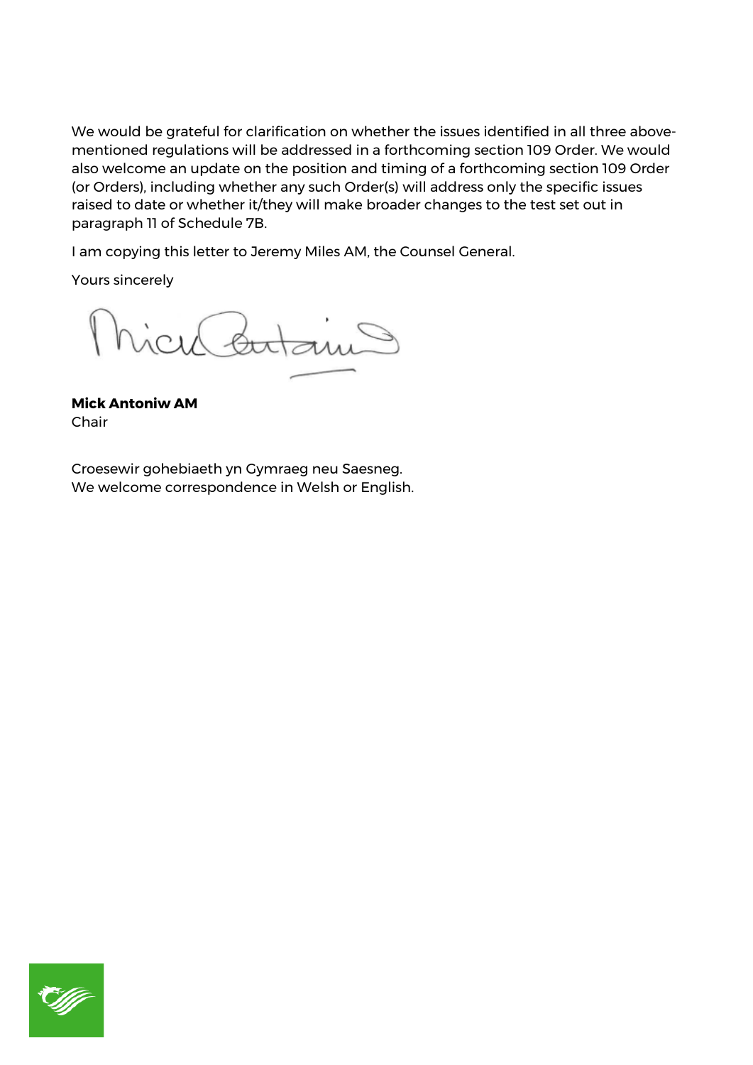We would be grateful for clarification on whether the issues identified in all three above-mentioned regulations will be addressed in a forthcoming section 109 Order. We would also welcome an update on the position and timing of a forthcoming section 109 Order (or Orders), including whether any such Order(s) will address only the specific issues raised to date or whether it/they will make broader changes to the test set out in paragraph 11 of Schedule 7B.

I am copying this letter to Jeremy Miles AM, the Counsel General.

Yours sincerely

**Mick Antoniw AM**
Chair

Croesewir gohebiaeth yn Gymraeg neu Saesneg.
We welcome correspondence in Welsh or English.